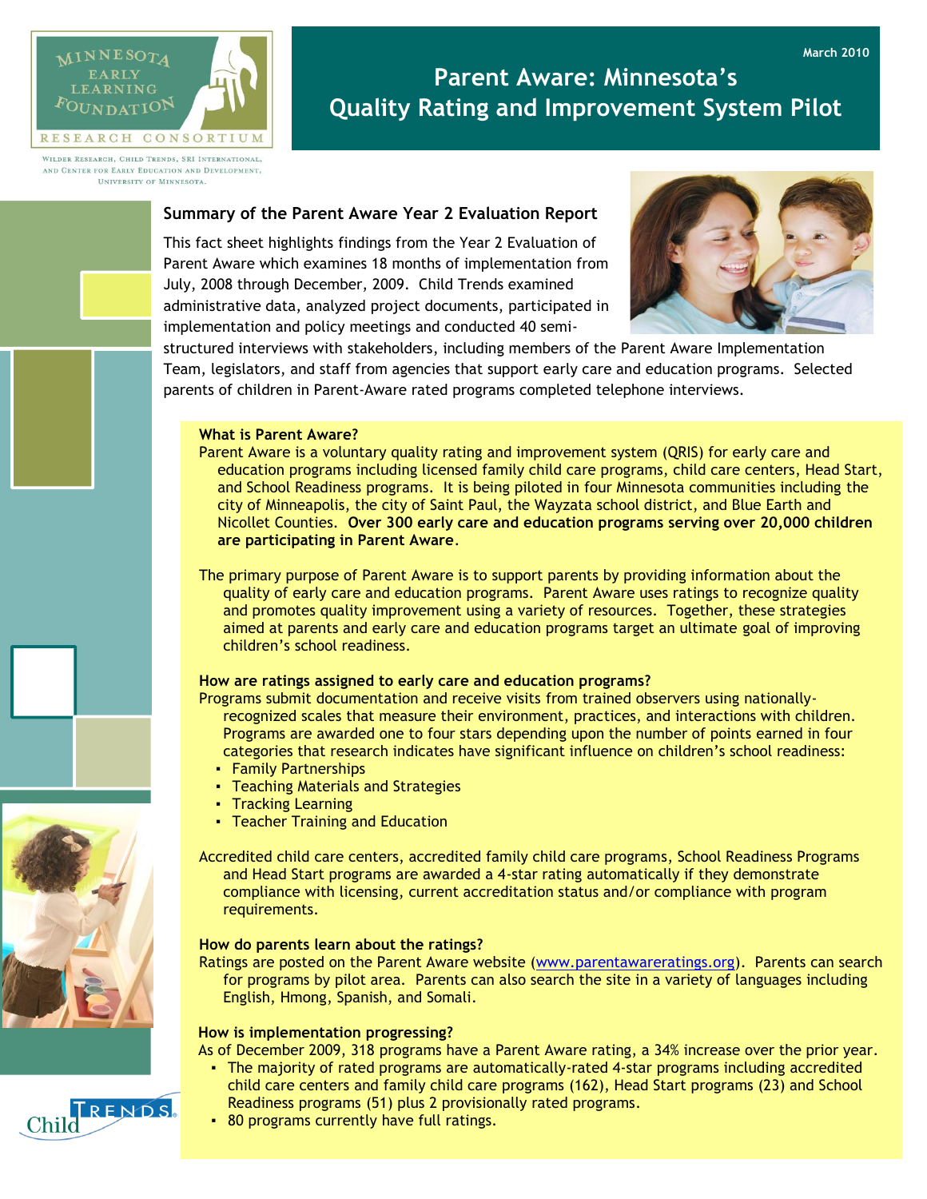Minnesota Early Learning Foundation Research Consortium

Wilder Research, Child Trends, SRI International, and Center for Early Education and Development, University of Minnesota.

March 2010

# Parent Aware: Minnesota's Quality Rating and Improvement System Pilot

## Summary of the Parent Aware Year 2 Evaluation Report

This fact sheet highlights findings from the Year 2 Evaluation of Parent Aware which examines 18 months of implementation from July, 2008 through December, 2009. Child Trends examined administrative data, analyzed project documents, participated in implementation and policy meetings and conducted 40 semi-structured interviews with stakeholders, including members of the Parent Aware Implementation Team, legislators, and staff from agencies that support early care and education programs. Selected parents of children in Parent-Aware rated programs completed telephone interviews.

### What is Parent Aware?

Parent Aware is a voluntary quality rating and improvement system (QRIS) for early care and education programs including licensed family child care programs, child care centers, Head Start, and School Readiness programs. It is being piloted in four Minnesota communities including the city of Minneapolis, the city of Saint Paul, the Wayzata school district, and Blue Earth and Nicollet Counties. **Over 300 early care and education programs serving over 20,000 children are participating in Parent Aware**.

The primary purpose of Parent Aware is to support parents by providing information about the quality of early care and education programs. Parent Aware uses ratings to recognize quality and promotes quality improvement using a variety of resources. Together, these strategies aimed at parents and early care and education programs target an ultimate goal of improving children's school readiness.

### How are ratings assigned to early care and education programs?

Programs submit documentation and receive visits from trained observers using nationally-recognized scales that measure their environment, practices, and interactions with children. Programs are awarded one to four stars depending upon the number of points earned in four categories that research indicates have significant influence on children's school readiness:

- Family Partnerships
- Teaching Materials and Strategies
- Tracking Learning
- Teacher Training and Education

Accredited child care centers, accredited family child care programs, School Readiness Programs and Head Start programs are awarded a 4-star rating automatically if they demonstrate compliance with licensing, current accreditation status and/or compliance with program requirements.

### How do parents learn about the ratings?

Ratings are posted on the Parent Aware website (www.parentawareratings.org). Parents can search for programs by pilot area. Parents can also search the site in a variety of languages including English, Hmong, Spanish, and Somali.

### How is implementation progressing?

As of December 2009, 318 programs have a Parent Aware rating, a 34% increase over the prior year.

- The majority of rated programs are automatically-rated 4-star programs including accredited child care centers and family child care programs (162), Head Start programs (23) and School Readiness programs (51) plus 2 provisionally rated programs.
- 80 programs currently have full ratings.

Child Trends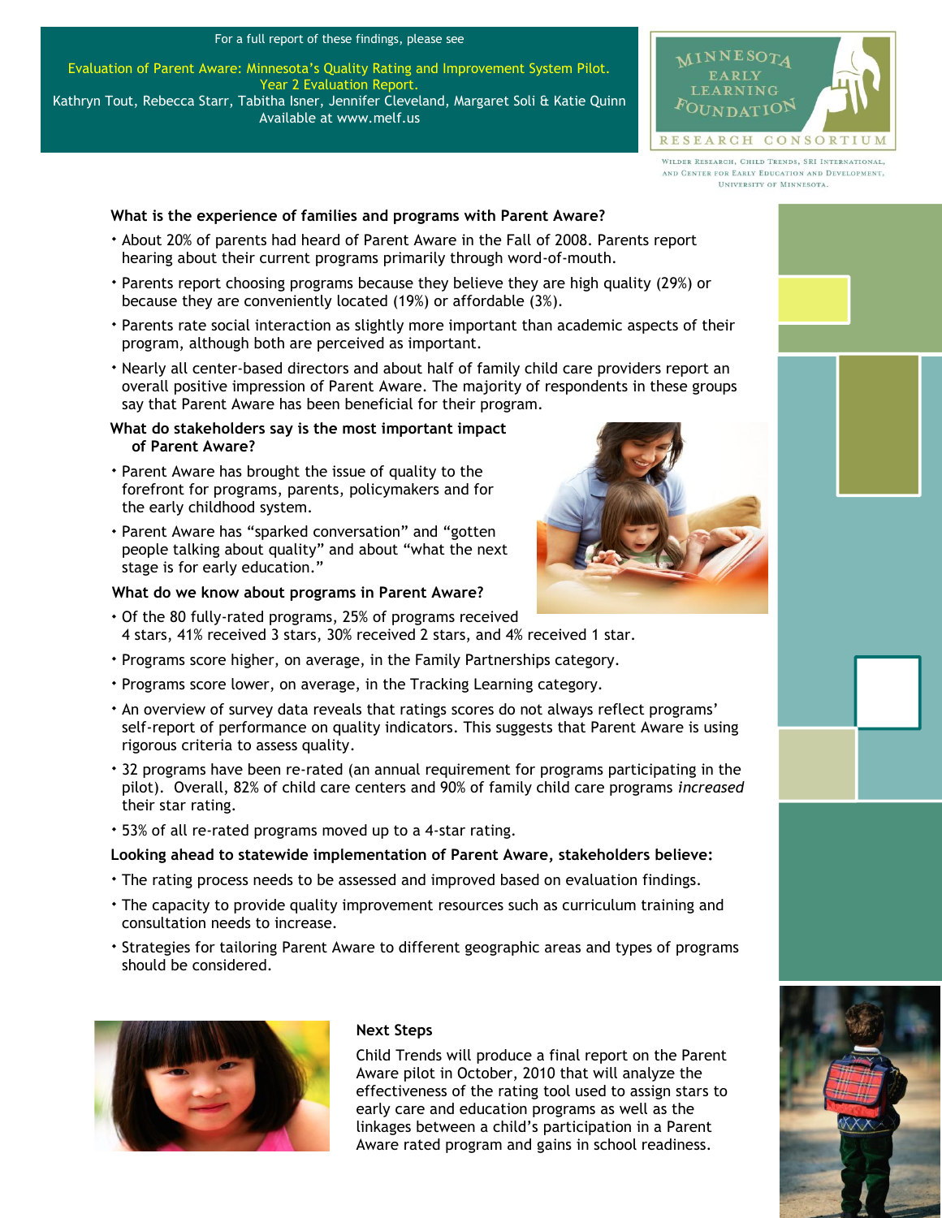For a full report of these findings, please see

Evaluation of Parent Aware: Minnesota's Quality Rating and Improvement System Pilot. Year 2 Evaluation Report.
Kathryn Tout, Rebecca Starr, Tabitha Isner, Jennifer Cleveland, Margaret Soli & Katie Quinn
Available at www.melf.us

MINNESOTA EARLY LEARNING FOUNDATION
RESEARCH CONSORTIUM

Wilder Research, Child Trends, SRI International, and Center for Early Education and Development, University of Minnesota.

**What is the experience of families and programs with Parent Aware?**

- About 20% of parents had heard of Parent Aware in the Fall of 2008. Parents report hearing about their current programs primarily through word-of-mouth.
- Parents report choosing programs because they believe they are high quality (29%) or because they are conveniently located (19%) or affordable (3%).
- Parents rate social interaction as slightly more important than academic aspects of their program, although both are perceived as important.
- Nearly all center-based directors and about half of family child care providers report an overall positive impression of Parent Aware. The majority of respondents in these groups say that Parent Aware has been beneficial for their program.

**What do stakeholders say is the most important impact of Parent Aware?**

- Parent Aware has brought the issue of quality to the forefront for programs, parents, policymakers and for the early childhood system.
- Parent Aware has "sparked conversation" and "gotten people talking about quality" and about "what the next stage is for early education."

**What do we know about programs in Parent Aware?**

- Of the 80 fully-rated programs, 25% of programs received 4 stars, 41% received 3 stars, 30% received 2 stars, and 4% received 1 star.
- Programs score higher, on average, in the Family Partnerships category.
- Programs score lower, on average, in the Tracking Learning category.
- An overview of survey data reveals that ratings scores do not always reflect programs' self-report of performance on quality indicators. This suggests that Parent Aware is using rigorous criteria to assess quality.
- 32 programs have been re-rated (an annual requirement for programs participating in the pilot). Overall, 82% of child care centers and 90% of family child care programs *increased* their star rating.
- 53% of all re-rated programs moved up to a 4-star rating.

**Looking ahead to statewide implementation of Parent Aware, stakeholders believe:**

- The rating process needs to be assessed and improved based on evaluation findings.
- The capacity to provide quality improvement resources such as curriculum training and consultation needs to increase.
- Strategies for tailoring Parent Aware to different geographic areas and types of programs should be considered.

**Next Steps**

Child Trends will produce a final report on the Parent Aware pilot in October, 2010 that will analyze the effectiveness of the rating tool used to assign stars to early care and education programs as well as the linkages between a child's participation in a Parent Aware rated program and gains in school readiness.